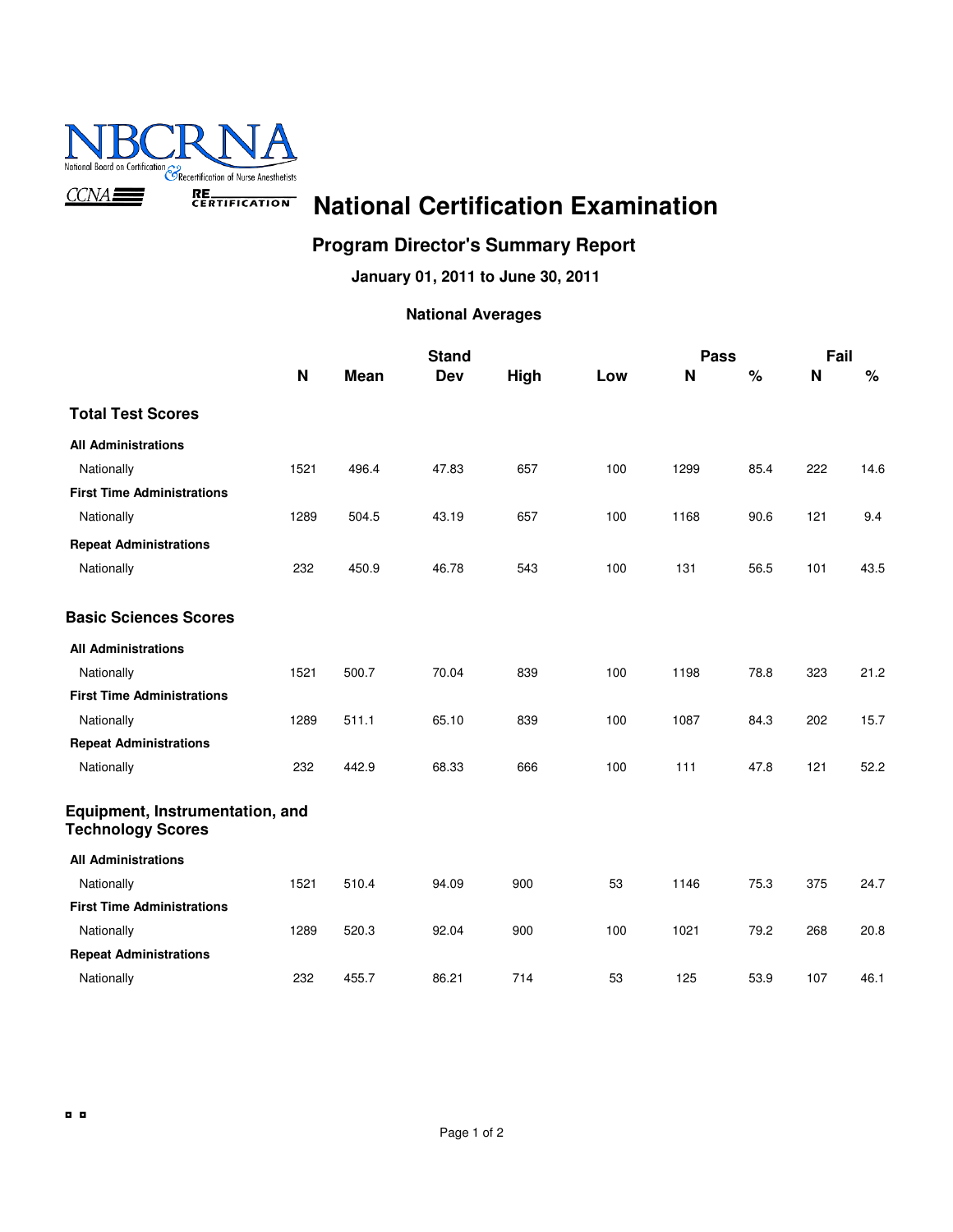NBCRNA

National Board on Certification & Recertification of Nurse Anesthetists

CCNA RECERTIFICATION

# National Certification Examination

## Program Director's Summary Report

**January 01, 2011 to June 30, 2011**

**National Averages**

| | N | Mean | Stand Dev | High | Low | Pass N | Pass % | Fail N | Fail % |
|---|---|---|---|---|---|---|---|---|---|
| **Total Test Scores** | | | | | | | | | |
| **All Administrations** | | | | | | | | | |
| Nationally | 1521 | 496.4 | 47.83 | 657 | 100 | 1299 | 85.4 | 222 | 14.6 |
| **First Time Administrations** | | | | | | | | | |
| Nationally | 1289 | 504.5 | 43.19 | 657 | 100 | 1168 | 90.6 | 121 | 9.4 |
| **Repeat Administrations** | | | | | | | | | |
| Nationally | 232 | 450.9 | 46.78 | 543 | 100 | 131 | 56.5 | 101 | 43.5 |
| **Basic Sciences Scores** | | | | | | | | | |
| **All Administrations** | | | | | | | | | |
| Nationally | 1521 | 500.7 | 70.04 | 839 | 100 | 1198 | 78.8 | 323 | 21.2 |
| **First Time Administrations** | | | | | | | | | |
| Nationally | 1289 | 511.1 | 65.10 | 839 | 100 | 1087 | 84.3 | 202 | 15.7 |
| **Repeat Administrations** | | | | | | | | | |
| Nationally | 232 | 442.9 | 68.33 | 666 | 100 | 111 | 47.8 | 121 | 52.2 |
| **Equipment, Instrumentation, and Technology Scores** | | | | | | | | | |
| **All Administrations** | | | | | | | | | |
| Nationally | 1521 | 510.4 | 94.09 | 900 | 53 | 1146 | 75.3 | 375 | 24.7 |
| **First Time Administrations** | | | | | | | | | |
| Nationally | 1289 | 520.3 | 92.04 | 900 | 100 | 1021 | 79.2 | 268 | 20.8 |
| **Repeat Administrations** | | | | | | | | | |
| Nationally | 232 | 455.7 | 86.21 | 714 | 53 | 125 | 53.9 | 107 | 46.1 |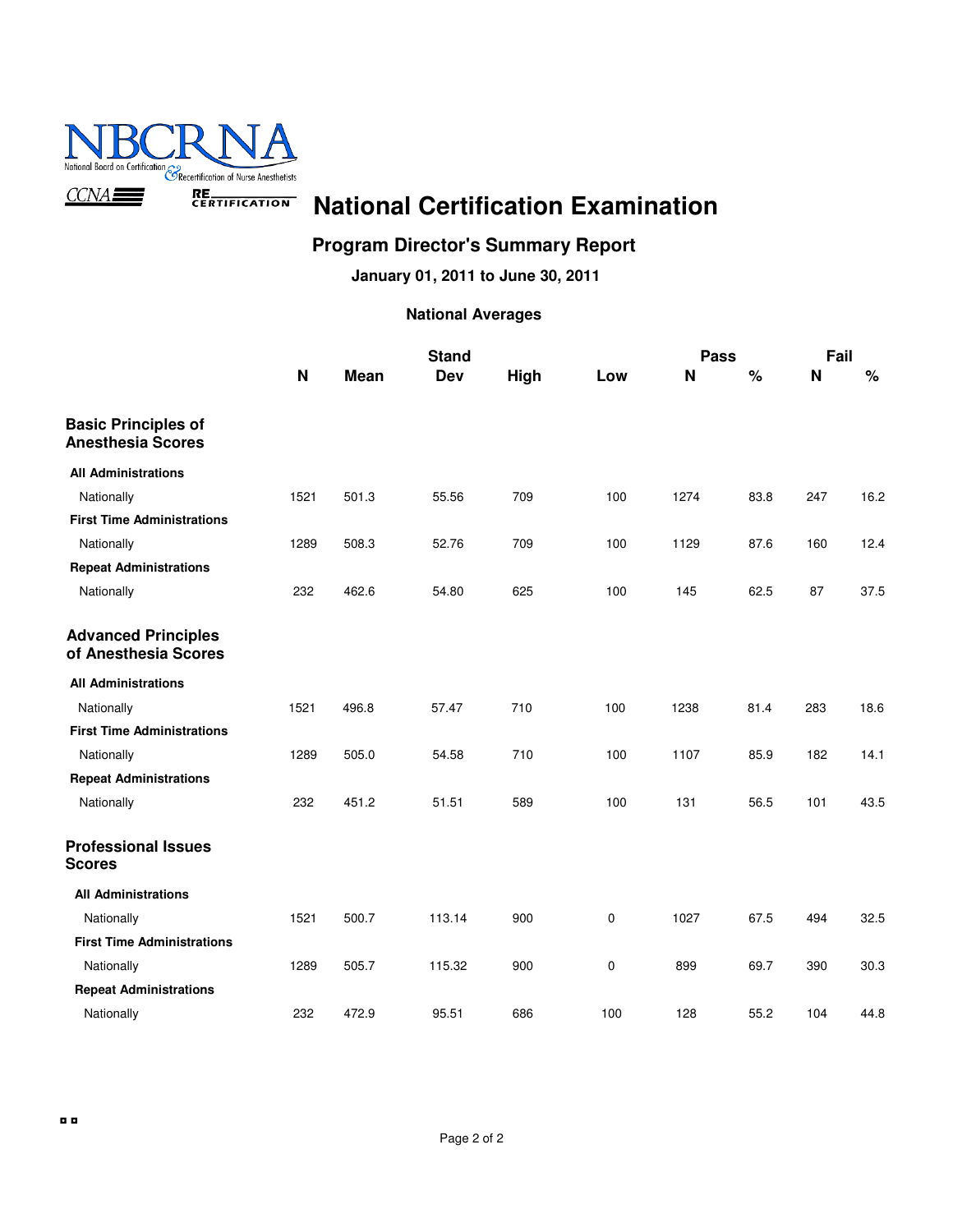NBCRNA
National Board on Certification & Recertification of Nurse Anesthetists

CCNA RE CERTIFICATION

# National Certification Examination

## Program Director's Summary Report

**January 01, 2011 to June 30, 2011**

**National Averages**

| | N | Mean | Stand Dev | High | Low | Pass N | Pass % | Fail N | Fail % |
|---|---|---|---|---|---|---|---|---|---|
| **Basic Principles of Anesthesia Scores** | | | | | | | | | |
| **All Administrations** | | | | | | | | | |
| Nationally | 1521 | 501.3 | 55.56 | 709 | 100 | 1274 | 83.8 | 247 | 16.2 |
| **First Time Administrations** | | | | | | | | | |
| Nationally | 1289 | 508.3 | 52.76 | 709 | 100 | 1129 | 87.6 | 160 | 12.4 |
| **Repeat Administrations** | | | | | | | | | |
| Nationally | 232 | 462.6 | 54.80 | 625 | 100 | 145 | 62.5 | 87 | 37.5 |
| **Advanced Principles of Anesthesia Scores** | | | | | | | | | |
| **All Administrations** | | | | | | | | | |
| Nationally | 1521 | 496.8 | 57.47 | 710 | 100 | 1238 | 81.4 | 283 | 18.6 |
| **First Time Administrations** | | | | | | | | | |
| Nationally | 1289 | 505.0 | 54.58 | 710 | 100 | 1107 | 85.9 | 182 | 14.1 |
| **Repeat Administrations** | | | | | | | | | |
| Nationally | 232 | 451.2 | 51.51 | 589 | 100 | 131 | 56.5 | 101 | 43.5 |
| **Professional Issues Scores** | | | | | | | | | |
| **All Administrations** | | | | | | | | | |
| Nationally | 1521 | 500.7 | 113.14 | 900 | 0 | 1027 | 67.5 | 494 | 32.5 |
| **First Time Administrations** | | | | | | | | | |
| Nationally | 1289 | 505.7 | 115.32 | 900 | 0 | 899 | 69.7 | 390 | 30.3 |
| **Repeat Administrations** | | | | | | | | | |
| Nationally | 232 | 472.9 | 95.51 | 686 | 100 | 128 | 55.2 | 104 | 44.8 |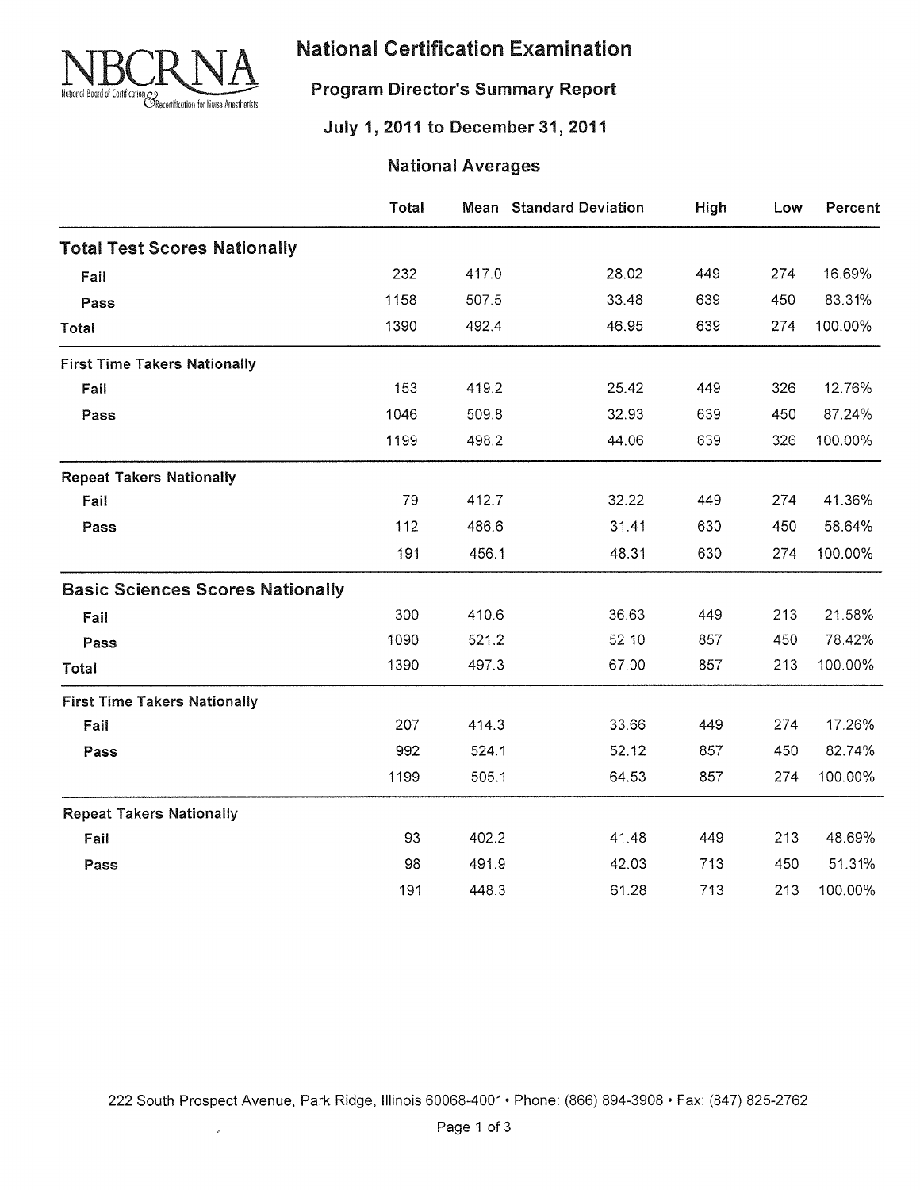# National Certification Examination

## Program Director's Summary Report

### July 1, 2011 to December 31, 2011

### National Averages

| | Total | Mean | Standard Deviation | High | Low | Percent |
|---|---|---|---|---|---|---|
| **Total Test Scores Nationally** | | | | | | |
| Fail | 232 | 417.0 | 28.02 | 449 | 274 | 16.69% |
| Pass | 1158 | 507.5 | 33.48 | 639 | 450 | 83.31% |
| Total | 1390 | 492.4 | 46.95 | 639 | 274 | 100.00% |
| **First Time Takers Nationally** | | | | | | |
| Fail | 153 | 419.2 | 25.42 | 449 | 326 | 12.76% |
| Pass | 1046 | 509.8 | 32.93 | 639 | 450 | 87.24% |
| | 1199 | 498.2 | 44.06 | 639 | 326 | 100.00% |
| **Repeat Takers Nationally** | | | | | | |
| Fail | 79 | 412.7 | 32.22 | 449 | 274 | 41.36% |
| Pass | 112 | 486.6 | 31.41 | 630 | 450 | 58.64% |
| | 191 | 456.1 | 48.31 | 630 | 274 | 100.00% |
| **Basic Sciences Scores Nationally** | | | | | | |
| Fail | 300 | 410.6 | 36.63 | 449 | 213 | 21.58% |
| Pass | 1090 | 521.2 | 52.10 | 857 | 450 | 78.42% |
| Total | 1390 | 497.3 | 67.00 | 857 | 213 | 100.00% |
| **First Time Takers Nationally** | | | | | | |
| Fail | 207 | 414.3 | 33.66 | 449 | 274 | 17.26% |
| Pass | 992 | 524.1 | 52.12 | 857 | 450 | 82.74% |
| | 1199 | 505.1 | 64.53 | 857 | 274 | 100.00% |
| **Repeat Takers Nationally** | | | | | | |
| Fail | 93 | 402.2 | 41.48 | 449 | 213 | 48.69% |
| Pass | 98 | 491.9 | 42.03 | 713 | 450 | 51.31% |
| | 191 | 448.3 | 61.28 | 713 | 213 | 100.00% |

222 South Prospect Avenue, Park Ridge, Illinois 60068-4001 • Phone: (866) 894-3908 • Fax: (847) 825-2762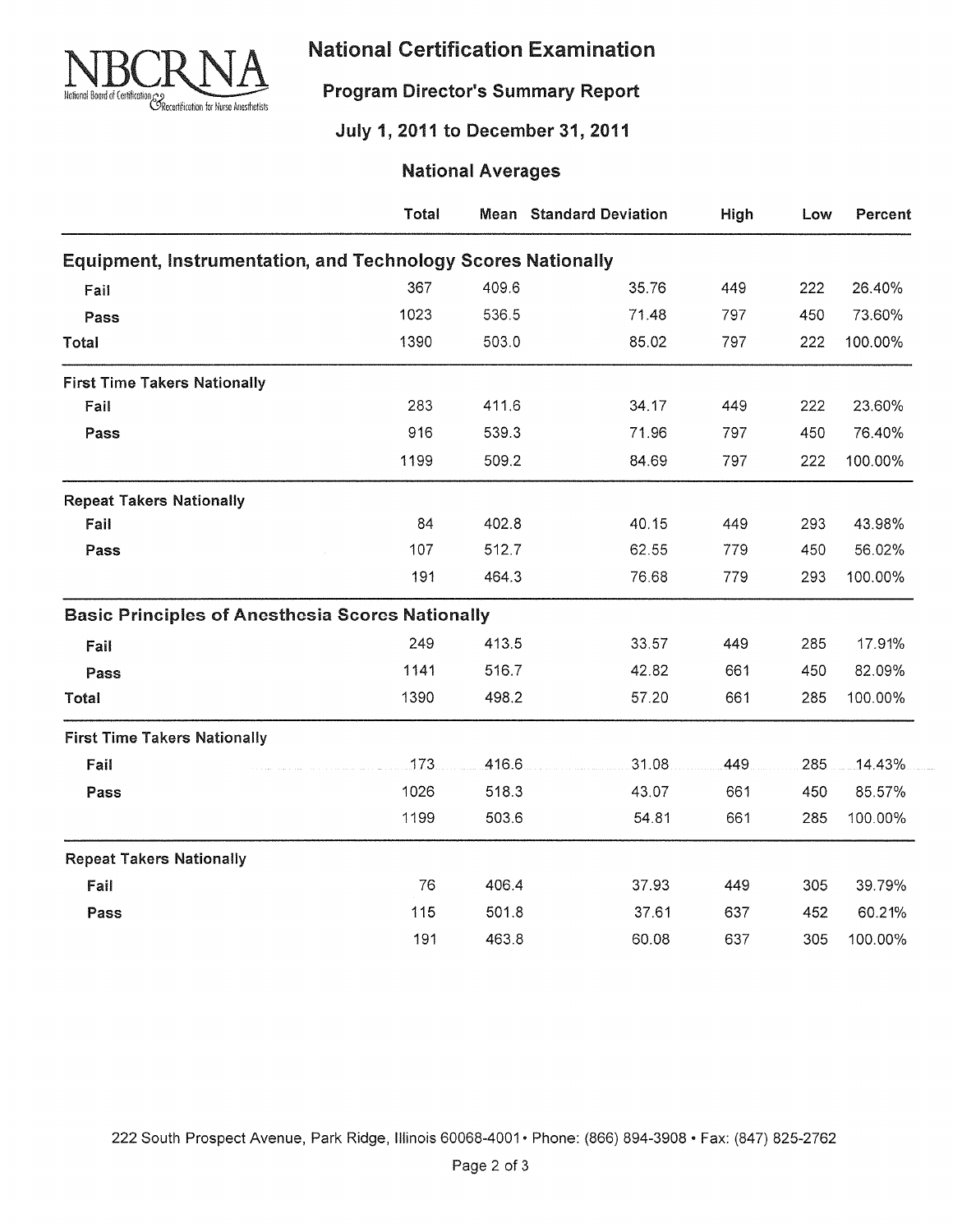# National Certification Examination

## Program Director's Summary Report

### July 1, 2011 to December 31, 2011

### National Averages

| | Total | Mean | Standard Deviation | High | Low | Percent |
|---|---|---|---|---|---|---|
| **Equipment, Instrumentation, and Technology Scores Nationally** | | | | | | |
| Fail | 367 | 409.6 | 35.76 | 449 | 222 | 26.40% |
| Pass | 1023 | 536.5 | 71.48 | 797 | 450 | 73.60% |
| Total | 1390 | 503.0 | 85.02 | 797 | 222 | 100.00% |
| **First Time Takers Nationally** | | | | | | |
| Fail | 283 | 411.6 | 34.17 | 449 | 222 | 23.60% |
| Pass | 916 | 539.3 | 71.96 | 797 | 450 | 76.40% |
| | 1199 | 509.2 | 84.69 | 797 | 222 | 100.00% |
| **Repeat Takers Nationally** | | | | | | |
| Fail | 84 | 402.8 | 40.15 | 449 | 293 | 43.98% |
| Pass | 107 | 512.7 | 62.55 | 779 | 450 | 56.02% |
| | 191 | 464.3 | 76.68 | 779 | 293 | 100.00% |
| **Basic Principles of Anesthesia Scores Nationally** | | | | | | |
| Fail | 249 | 413.5 | 33.57 | 449 | 285 | 17.91% |
| Pass | 1141 | 516.7 | 42.82 | 661 | 450 | 82.09% |
| Total | 1390 | 498.2 | 57.20 | 661 | 285 | 100.00% |
| **First Time Takers Nationally** | | | | | | |
| Fail | 173 | 416.6 | 31.08 | 449 | 285 | 14.43% |
| Pass | 1026 | 518.3 | 43.07 | 661 | 450 | 85.57% |
| | 1199 | 503.6 | 54.81 | 661 | 285 | 100.00% |
| **Repeat Takers Nationally** | | | | | | |
| Fail | 76 | 406.4 | 37.93 | 449 | 305 | 39.79% |
| Pass | 115 | 501.8 | 37.61 | 637 | 452 | 60.21% |
| | 191 | 463.8 | 60.08 | 637 | 305 | 100.00% |

222 South Prospect Avenue, Park Ridge, Illinois 60068-4001 • Phone: (866) 894-3908 • Fax: (847) 825-2762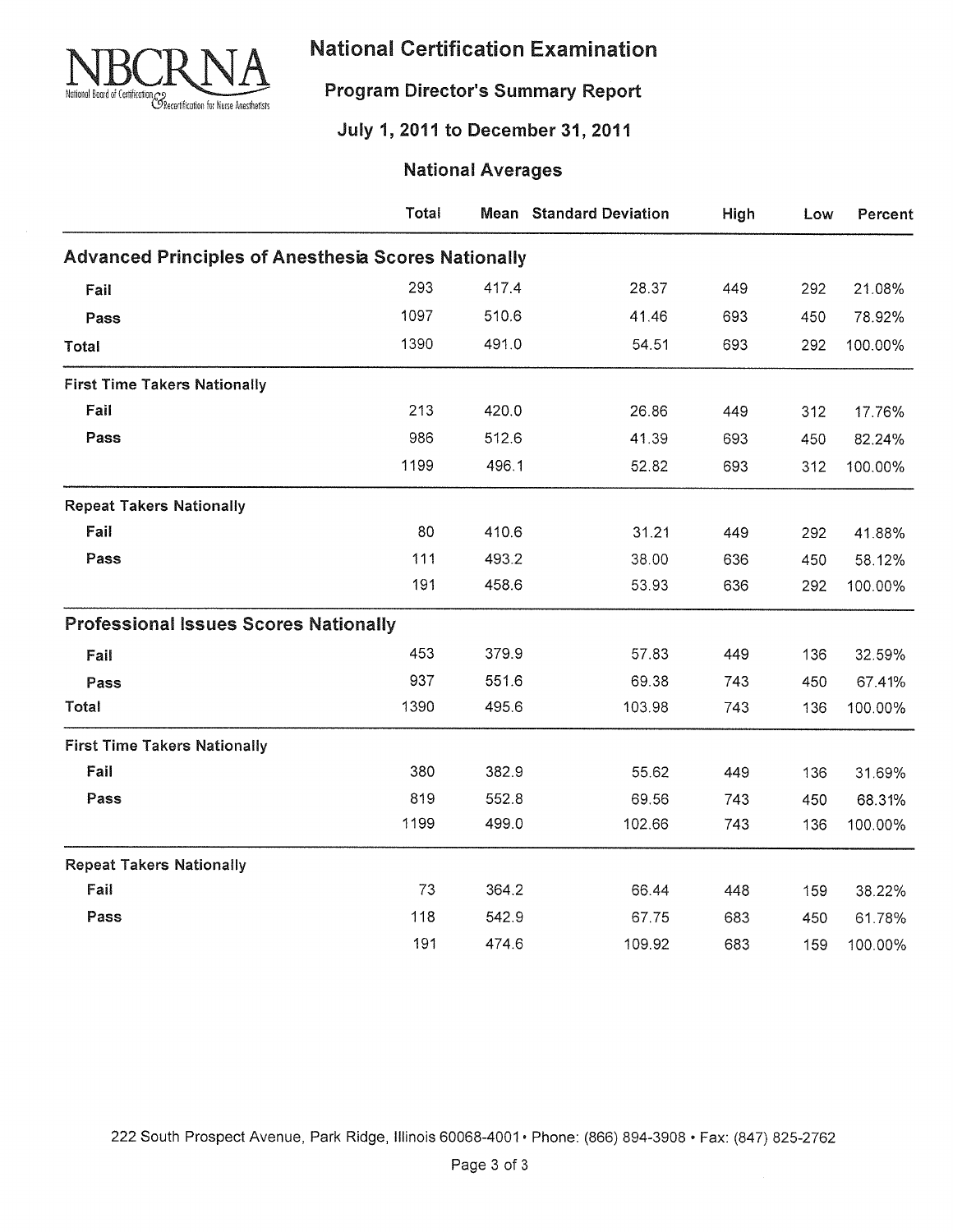NBCRNA
National Board of Certification & Recertification for Nurse Anesthetists

# National Certification Examination

## Program Director's Summary Report

### July 1, 2011 to December 31, 2011

### National Averages

| | Total | Mean | Standard Deviation | High | Low | Percent |
|---|---|---|---|---|---|---|
| **Advanced Principles of Anesthesia Scores Nationally** | | | | | | |
| Fail | 293 | 417.4 | 28.37 | 449 | 292 | 21.08% |
| Pass | 1097 | 510.6 | 41.46 | 693 | 450 | 78.92% |
| Total | 1390 | 491.0 | 54.51 | 693 | 292 | 100.00% |
| **First Time Takers Nationally** | | | | | | |
| Fail | 213 | 420.0 | 26.86 | 449 | 312 | 17.76% |
| Pass | 986 | 512.6 | 41.39 | 693 | 450 | 82.24% |
| | 1199 | 496.1 | 52.82 | 693 | 312 | 100.00% |
| **Repeat Takers Nationally** | | | | | | |
| Fail | 80 | 410.6 | 31.21 | 449 | 292 | 41.88% |
| Pass | 111 | 493.2 | 38.00 | 636 | 450 | 58.12% |
| | 191 | 458.6 | 53.93 | 636 | 292 | 100.00% |
| **Professional Issues Scores Nationally** | | | | | | |
| Fail | 453 | 379.9 | 57.83 | 449 | 136 | 32.59% |
| Pass | 937 | 551.6 | 69.38 | 743 | 450 | 67.41% |
| Total | 1390 | 495.6 | 103.98 | 743 | 136 | 100.00% |
| **First Time Takers Nationally** | | | | | | |
| Fail | 380 | 382.9 | 55.62 | 449 | 136 | 31.69% |
| Pass | 819 | 552.8 | 69.56 | 743 | 450 | 68.31% |
| | 1199 | 499.0 | 102.66 | 743 | 136 | 100.00% |
| **Repeat Takers Nationally** | | | | | | |
| Fail | 73 | 364.2 | 66.44 | 448 | 159 | 38.22% |
| Pass | 118 | 542.9 | 67.75 | 683 | 450 | 61.78% |
| | 191 | 474.6 | 109.92 | 683 | 159 | 100.00% |

222 South Prospect Avenue, Park Ridge, Illinois 60068-4001 • Phone: (866) 894-3908 • Fax: (847) 825-2762